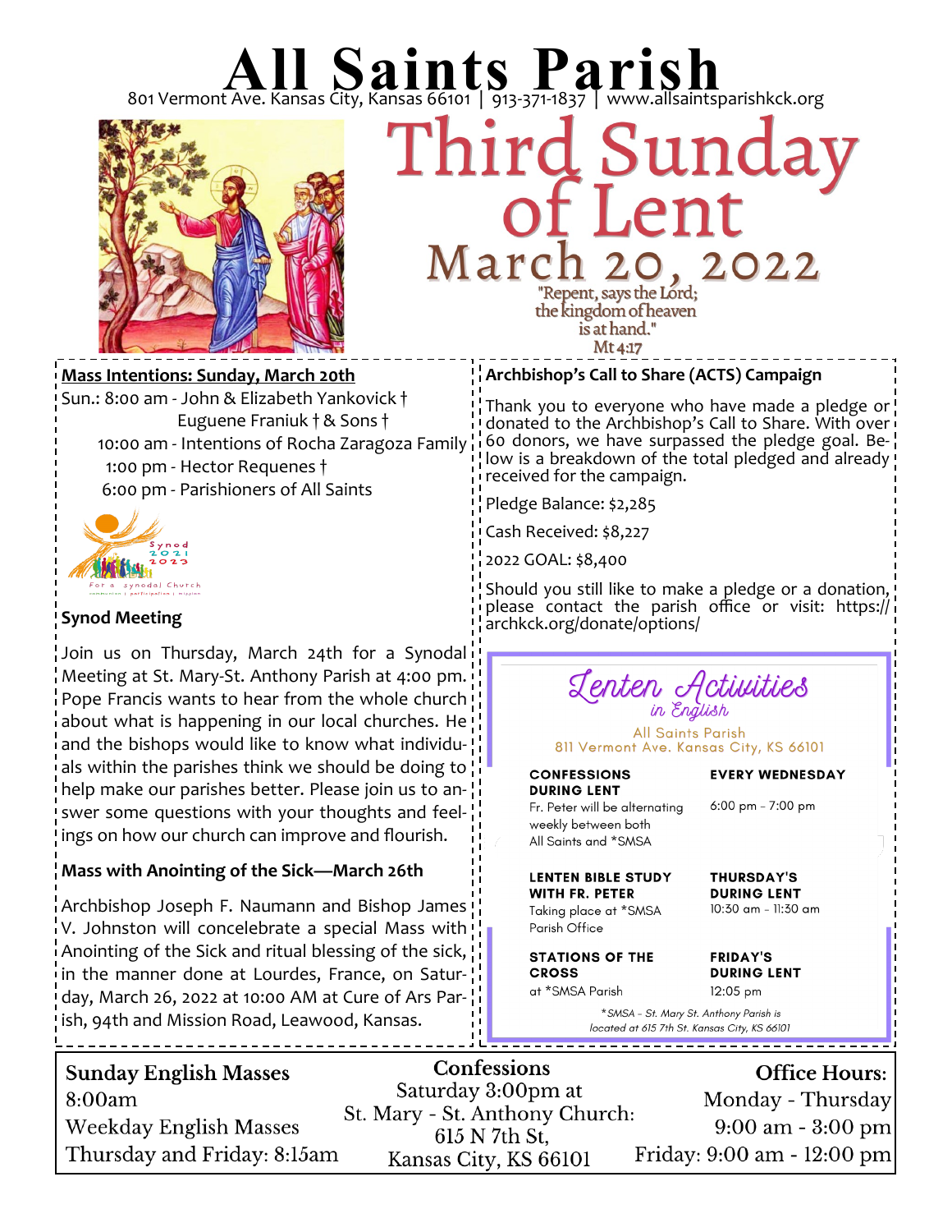# All Saints Parish

801 Vermont Ave. Kansas City, Kansas 66101 | 913-371-1837 | www.allsaintsparishkck.org

## Third Sunday of Lent

### March 20, 2022

"Repent, says the Lord; the kingdom of heaven is at hand."
Mt 4:17

**Mass Intentions: Sunday, March 20th**

Sun.: 8:00 am - John & Elizabeth Yankovick † Euguene Franiuk † & Sons †
10:00 am - Intentions of Rocha Zaragoza Family
1:00 pm - Hector Requenes †
6:00 pm - Parishioners of All Saints

Synod 2021 2023
For a synodal Church
communion | participation | mission

**Synod Meeting**

Join us on Thursday, March 24th for a Synodal Meeting at St. Mary-St. Anthony Parish at 4:00 pm. Pope Francis wants to hear from the whole church about what is happening in our local churches. He and the bishops would like to know what individuals within the parishes think we should be doing to help make our parishes better. Please join us to answer some questions with your thoughts and feelings on how our church can improve and flourish.

**Mass with Anointing of the Sick—March 26th**

Archbishop Joseph F. Naumann and Bishop James V. Johnston will concelebrate a special Mass with Anointing of the Sick and ritual blessing of the sick, in the manner done at Lourdes, France, on Saturday, March 26, 2022 at 10:00 AM at Cure of Ars Parish, 94th and Mission Road, Leawood, Kansas.

**Archbishop's Call to Share (ACTS) Campaign**

Thank you to everyone who have made a pledge or donated to the Archbishop's Call to Share. With over 60 donors, we have surpassed the pledge goal. Below is a breakdown of the total pledged and already received for the campaign.

Pledge Balance: $2,285

Cash Received: $8,227

2022 GOAL: $8,400

Should you still like to make a pledge or a donation, please contact the parish office or visit: https://archkck.org/donate/options/

## Lenten Activities
*in English*

All Saints Parish
811 Vermont Ave. Kansas City, KS 66101

| | |
|---|---|
| **CONFESSIONS DURING LENT** Fr. Peter will be alternating weekly between both All Saints and *SMSA | **EVERY WEDNESDAY** 6:00 pm - 7:00 pm |
| **LENTEN BIBLE STUDY WITH FR. PETER** Taking place at *SMSA Parish Office | **THURSDAY'S DURING LENT** 10:30 am - 11:30 am |
| **STATIONS OF THE CROSS** at *SMSA Parish | **FRIDAY'S DURING LENT** 12:05 pm |

*\*SMSA - St. Mary St. Anthony Parish is located at 615 7th St. Kansas City, KS 66101*

**Sunday English Masses**
8:00am
Weekday English Masses
Thursday and Friday: 8:15am

**Confessions**
Saturday 3:00pm at
St. Mary - St. Anthony Church:
615 N 7th St,
Kansas City, KS 66101

**Office Hours:**
Monday - Thursday
9:00 am - 3:00 pm
Friday: 9:00 am - 12:00 pm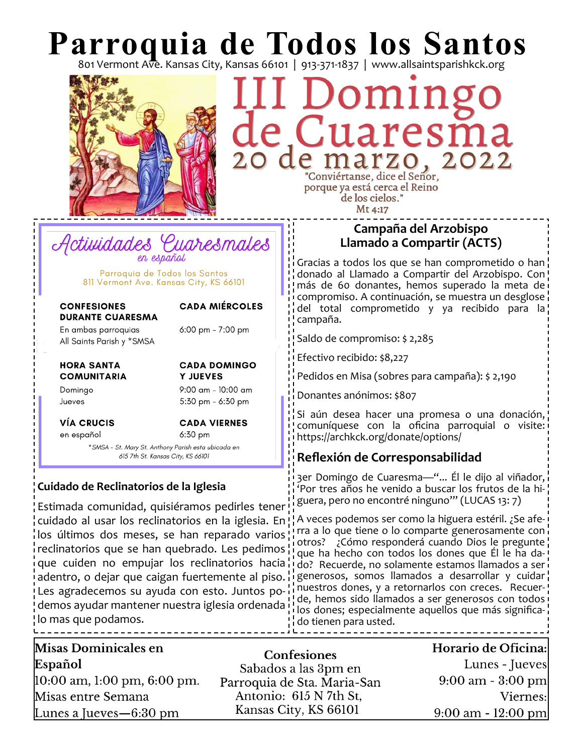# Parroquia de Todos los Santos

801 Vermont Ave. Kansas City, Kansas 66101 | 913-371-1837 | www.allsaintsparishkck.org

# III Domingo de Cuaresma

## 20 de marzo, 2022

"Conviértanse, dice el Señor, porque ya está cerca el Reino de los cielos."
Mt 4:17

## Actividades Cuaresmales

*en español*

Parroquia de Todos los Santos
811 Vermont Ave. Kansas City, KS 66101

| | |
|---|---|
| **CONFESIONES DURANTE CUARESMA** | **CADA MIÉRCOLES** |
| En ambas parroquias All Saints Parish y *SMSA | 6:00 pm - 7:00 pm |
| **HORA SANTA COMUNITARIA** | **CADA DOMINGO Y JUEVES** |
| Domingo | 9:00 am - 10:00 am |
| Jueves | 5:30 pm - 6:30 pm |
| **VÍA CRUCIS** en español | **CADA VIERNES** 6:30 pm |

*SMSA - St. Mary St. Anthony Parish esta ubicada en 615 7th St. Kansas City, KS 66101

### Cuidado de Reclinatorios de la Iglesia

Estimada comunidad, quisiéramos pedirles tener cuidado al usar los reclinatorios en la iglesia. En los últimos dos meses, se han reparado varios reclinatorios que se han quebrado. Les pedimos que cuiden no empujar los reclinatorios hacia adentro, o dejar que caigan fuertemente al piso. Les agradecemos su ayuda con esto. Juntos podemos ayudar mantener nuestra iglesia ordenada lo mas que podamos.

### Campaña del Arzobispo Llamado a Compartir (ACTS)

Gracias a todos los que se han comprometido o han donado al Llamado a Compartir del Arzobispo. Con más de 60 donantes, hemos superado la meta de compromiso. A continuación, se muestra un desglose del total comprometido y ya recibido para la campaña.

Saldo de compromiso: $ 2,285

Efectivo recibido: $8,227

Pedidos en Misa (sobres para campaña): $ 2,190

Donantes anónimos: $807

Si aún desea hacer una promesa o una donación, comuníquese con la oficina parroquial o visite: https://archkck.org/donate/options/

### Reflexión de Corresponsabilidad

3er Domingo de Cuaresma—"... Él le dijo al viñador, 'Por tres años he venido a buscar los frutos de la higuera, pero no encontré ninguno'" (LUCAS 13: 7)

A veces podemos ser como la higuera estéril. ¿Se aferra a lo que tiene o lo comparte generosamente con otros? ¿Cómo responderá cuando Dios le pregunte que ha hecho con todos los dones que Él le ha dado? Recuerde, no solamente estamos llamados a ser generosos, somos llamados a desarrollar y cuidar nuestros dones, y a retornarlos con creces. Recuerde, hemos sido llamados a ser generosos con todos los dones; especialmente aquellos que más significado tienen para usted.

**Misas Dominicales en Español**
10:00 am, 1:00 pm, 6:00 pm.
Misas entre Semana
Lunes a Jueves—6:30 pm

**Confesiones**
Sabados a las 3pm en Parroquia de Sta. Maria-San Antonio: 615 N 7th St, Kansas City, KS 66101

**Horario de Oficina:**
Lunes - Jueves
9:00 am - 3:00 pm
Viernes:
9:00 am - 12:00 pm